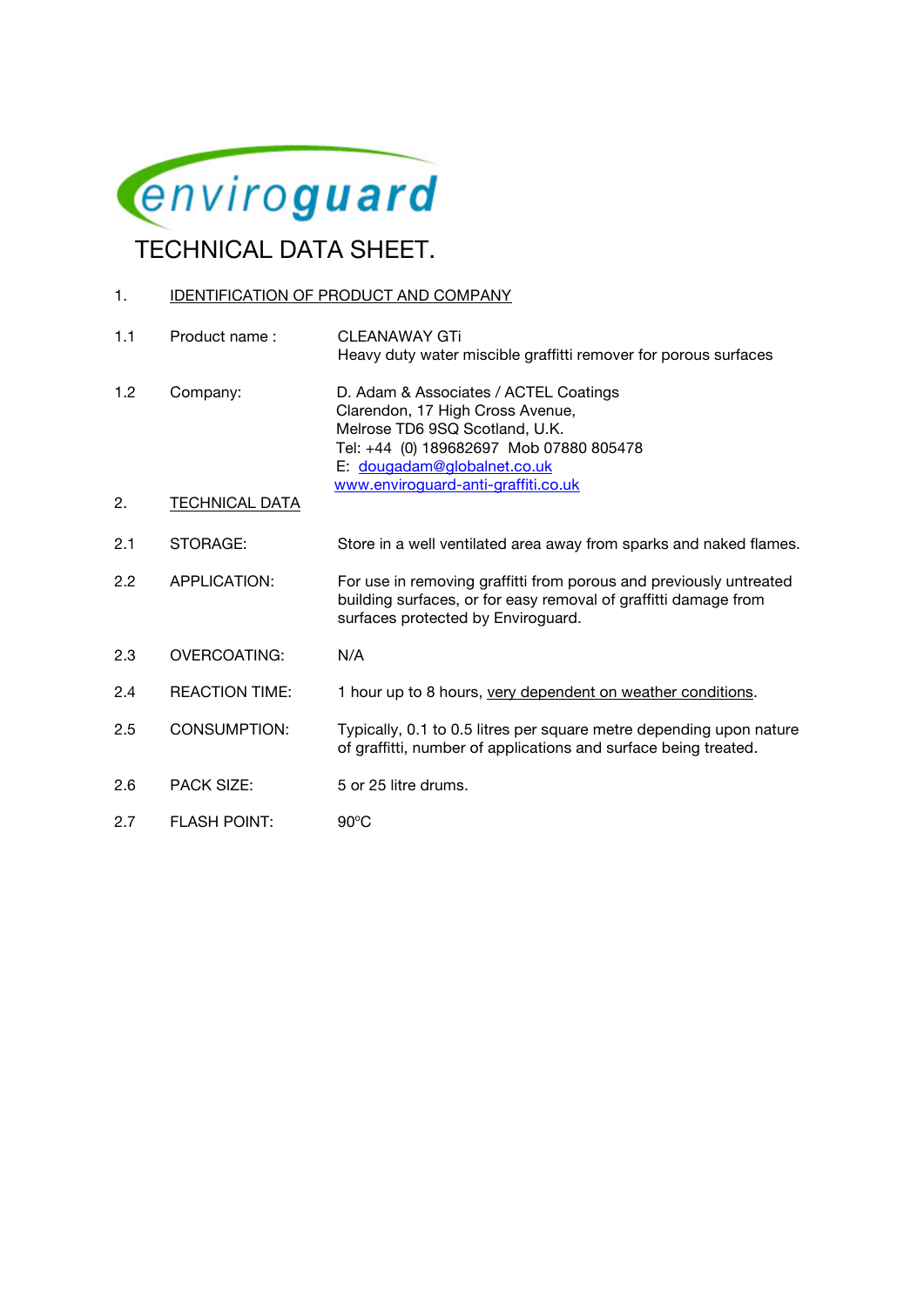enviroguard

# TECHNICAL DATA SHEET.

1. <u>IDENTIFICATION OF PRODUCT AND COMPANY</u>

| | | |
|---|---|---|
| 1.1 | Product name : | CLEANAWAY GTi<br>Heavy duty water miscible graffitti remover for porous surfaces |
| 1.2 | Company: | D. Adam & Associates / ACTEL Coatings<br>Clarendon, 17 High Cross Avenue,<br>Melrose TD6 9SQ Scotland, U.K.<br>Tel: +44 (0) 189682697 Mob 07880 805478<br>E: dougadam@globalnet.co.uk<br>www.enviroguard-anti-graffiti.co.uk |

2. <u>TECHNICAL DATA</u>

| | | |
|---|---|---|
| 2.1 | STORAGE: | Store in a well ventilated area away from sparks and naked flames. |
| 2.2 | APPLICATION: | For use in removing graffitti from porous and previously untreated building surfaces, or for easy removal of graffitti damage from surfaces protected by Enviroguard. |
| 2.3 | OVERCOATING: | N/A |
| 2.4 | REACTION TIME: | 1 hour up to 8 hours, <u>very dependent on weather conditions</u>. |
| 2.5 | CONSUMPTION: | Typically, 0.1 to 0.5 litres per square metre depending upon nature of graffitti, number of applications and surface being treated. |
| 2.6 | PACK SIZE: | 5 or 25 litre drums. |
| 2.7 | FLASH POINT: | 90ºC |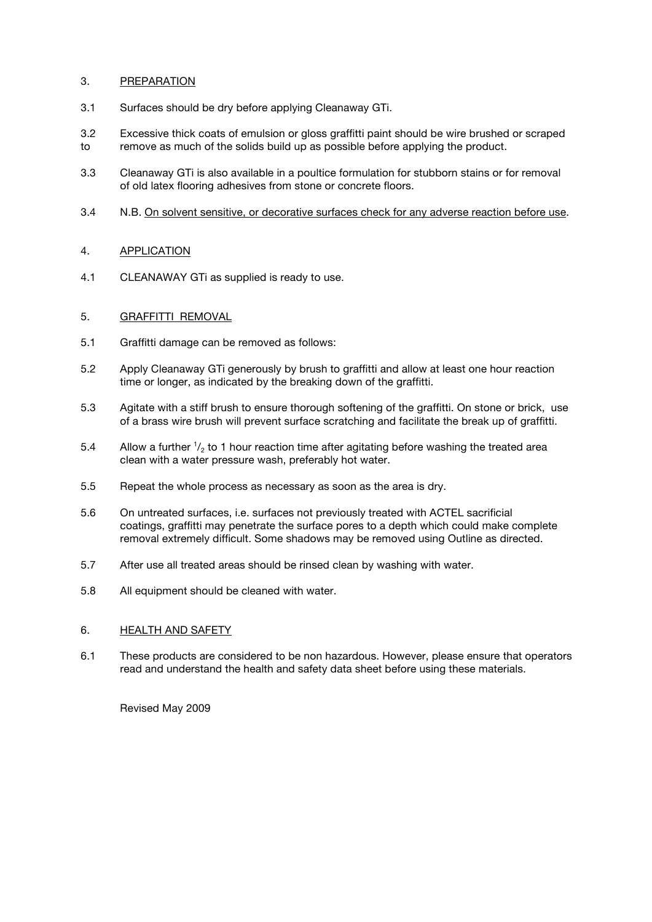3. <u>PREPARATION</u>

3.1 Surfaces should be dry before applying Cleanaway GTi.

3.2 Excessive thick coats of emulsion or gloss graffitti paint should be wire brushed or scraped to remove as much of the solids build up as possible before applying the product.

3.3 Cleanaway GTi is also available in a poultice formulation for stubborn stains or for removal of old latex flooring adhesives from stone or concrete floors.

3.4 N.B. <u>On solvent sensitive, or decorative surfaces check for any adverse reaction before use</u>.

4. <u>APPLICATION</u>

4.1 CLEANAWAY GTi as supplied is ready to use.

5. <u>GRAFFITTI REMOVAL</u>

5.1 Graffitti damage can be removed as follows:

5.2 Apply Cleanaway GTi generously by brush to graffitti and allow at least one hour reaction time or longer, as indicated by the breaking down of the graffitti.

5.3 Agitate with a stiff brush to ensure thorough softening of the graffitti. On stone or brick, use of a brass wire brush will prevent surface scratching and facilitate the break up of graffitti.

5.4 Allow a further $^1/_2$ to 1 hour reaction time after agitating before washing the treated area clean with a water pressure wash, preferably hot water.

5.5 Repeat the whole process as necessary as soon as the area is dry.

5.6 On untreated surfaces, i.e. surfaces not previously treated with ACTEL sacrificial coatings, graffitti may penetrate the surface pores to a depth which could make complete removal extremely difficult. Some shadows may be removed using Outline as directed.

5.7 After use all treated areas should be rinsed clean by washing with water.

5.8 All equipment should be cleaned with water.

6. <u>HEALTH AND SAFETY</u>

6.1 These products are considered to be non hazardous. However, please ensure that operators read and understand the health and safety data sheet before using these materials.

Revised May 2009